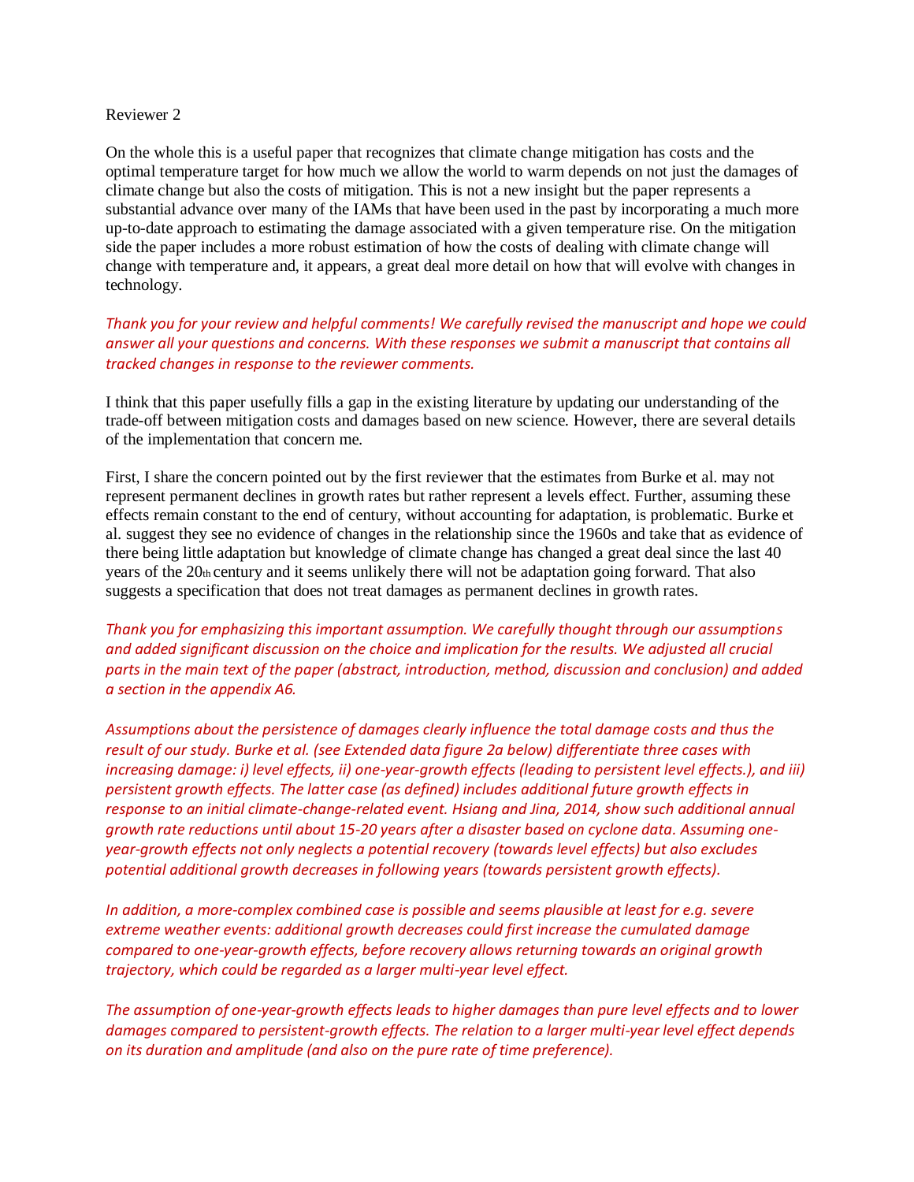Reviewer 2

On the whole this is a useful paper that recognizes that climate change mitigation has costs and the optimal temperature target for how much we allow the world to warm depends on not just the damages of climate change but also the costs of mitigation. This is not a new insight but the paper represents a substantial advance over many of the IAMs that have been used in the past by incorporating a much more up-to-date approach to estimating the damage associated with a given temperature rise. On the mitigation side the paper includes a more robust estimation of how the costs of dealing with climate change will change with temperature and, it appears, a great deal more detail on how that will evolve with changes in technology.

*Thank you for your review and helpful comments! We carefully revised the manuscript and hope we could answer all your questions and concerns. With these responses we submit a manuscript that contains all tracked changes in response to the reviewer comments.*

I think that this paper usefully fills a gap in the existing literature by updating our understanding of the trade-off between mitigation costs and damages based on new science. However, there are several details of the implementation that concern me.

First, I share the concern pointed out by the first reviewer that the estimates from Burke et al. may not represent permanent declines in growth rates but rather represent a levels effect. Further, assuming these effects remain constant to the end of century, without accounting for adaptation, is problematic. Burke et al. suggest they see no evidence of changes in the relationship since the 1960s and take that as evidence of there being little adaptation but knowledge of climate change has changed a great deal since the last 40 years of the 20th century and it seems unlikely there will not be adaptation going forward. That also suggests a specification that does not treat damages as permanent declines in growth rates.

*Thank you for emphasizing this important assumption. We carefully thought through our assumptions and added significant discussion on the choice and implication for the results. We adjusted all crucial parts in the main text of the paper (abstract, introduction, method, discussion and conclusion) and added a section in the appendix A6.*

*Assumptions about the persistence of damages clearly influence the total damage costs and thus the result of our study. Burke et al. (see Extended data figure 2a below) differentiate three cases with increasing damage: i) level effects, ii) one-year-growth effects (leading to persistent level effects.), and iii) persistent growth effects. The latter case (as defined) includes additional future growth effects in response to an initial climate-change-related event. Hsiang and Jina, 2014, show such additional annual growth rate reductions until about 15-20 years after a disaster based on cyclone data. Assuming one-year-growth effects not only neglects a potential recovery (towards level effects) but also excludes potential additional growth decreases in following years (towards persistent growth effects).*

*In addition, a more-complex combined case is possible and seems plausible at least for e.g. severe extreme weather events: additional growth decreases could first increase the cumulated damage compared to one-year-growth effects, before recovery allows returning towards an original growth trajectory, which could be regarded as a larger multi-year level effect.*

*The assumption of one-year-growth effects leads to higher damages than pure level effects and to lower damages compared to persistent-growth effects. The relation to a larger multi-year level effect depends on its duration and amplitude (and also on the pure rate of time preference).*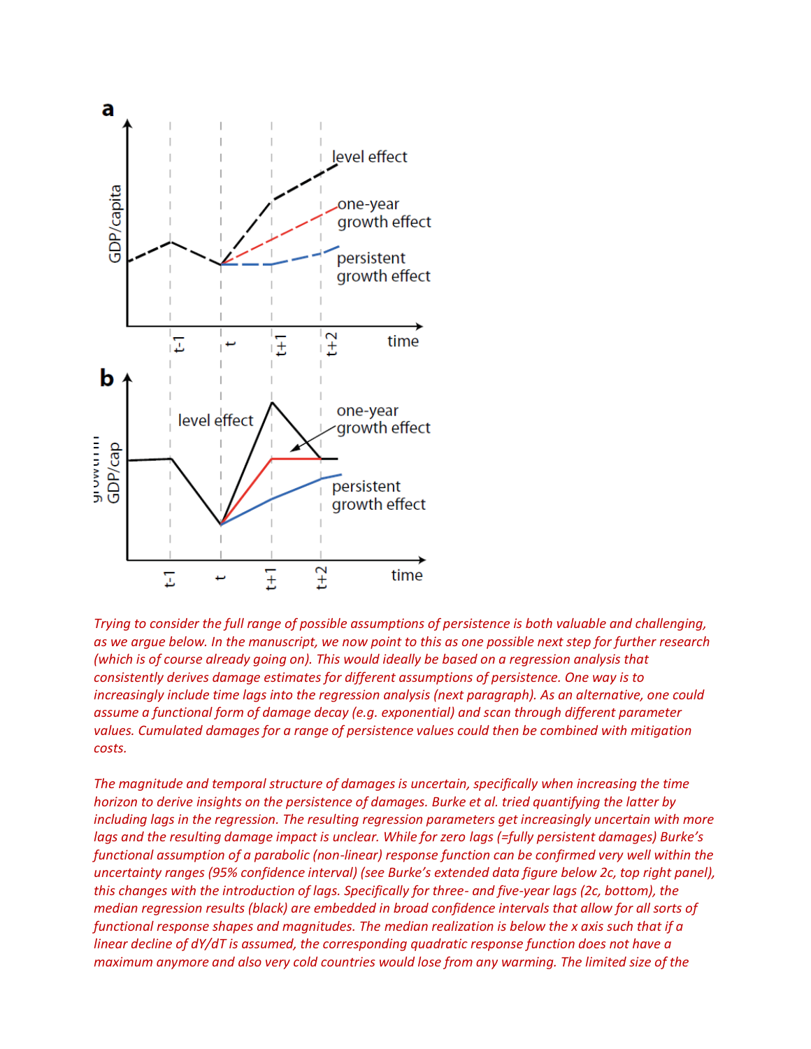*Trying to consider the full range of possible assumptions of persistence is both valuable and challenging, as we argue below. In the manuscript, we now point to this as one possible next step for further research (which is of course already going on). This would ideally be based on a regression analysis that consistently derives damage estimates for different assumptions of persistence. One way is to increasingly include time lags into the regression analysis (next paragraph). As an alternative, one could assume a functional form of damage decay (e.g. exponential) and scan through different parameter values. Cumulated damages for a range of persistence values could then be combined with mitigation costs.*

*The magnitude and temporal structure of damages is uncertain, specifically when increasing the time horizon to derive insights on the persistence of damages. Burke et al. tried quantifying the latter by including lags in the regression. The resulting regression parameters get increasingly uncertain with more lags and the resulting damage impact is unclear. While for zero lags (=fully persistent damages) Burke's functional assumption of a parabolic (non-linear) response function can be confirmed very well within the uncertainty ranges (95% confidence interval) (see Burke's extended data figure below 2c, top right panel), this changes with the introduction of lags. Specifically for three- and five-year lags (2c, bottom), the median regression results (black) are embedded in broad confidence intervals that allow for all sorts of functional response shapes and magnitudes. The median realization is below the x axis such that if a linear decline of dY/dT is assumed, the corresponding quadratic response function does not have a maximum anymore and also very cold countries would lose from any warming. The limited size of the*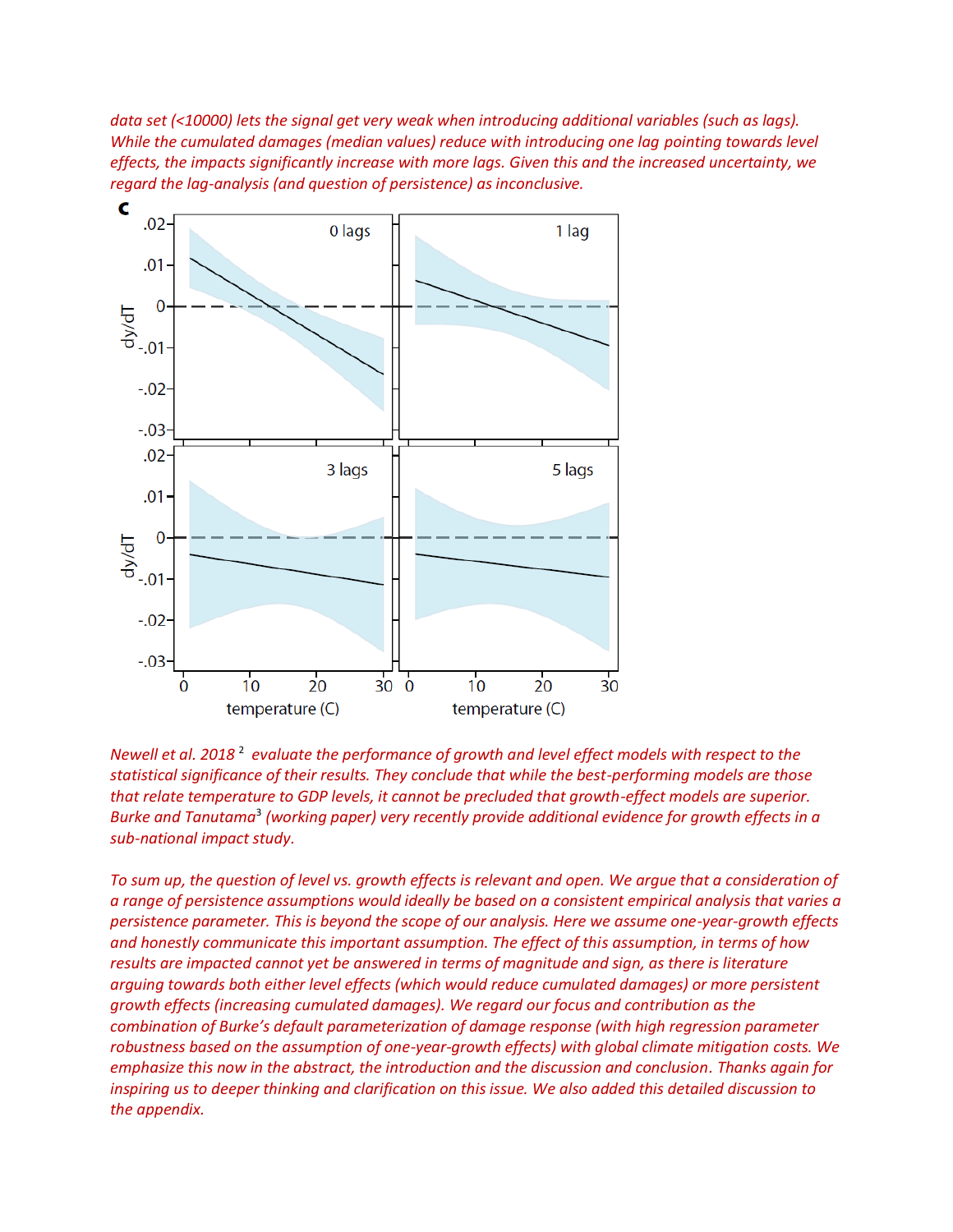*data set (<10000) lets the signal get very weak when introducing additional variables (such as lags). While the cumulated damages (median values) reduce with introducing one lag pointing towards level effects, the impacts significantly increase with more lags. Given this and the increased uncertainty, we regard the lag-analysis (and question of persistence) as inconclusive.*

*Newell et al. 2018 [2] evaluate the performance of growth and level effect models with respect to the statistical significance of their results. They conclude that while the best-performing models are those that relate temperature to GDP levels, it cannot be precluded that growth-effect models are superior. Burke and Tanutama[3] (working paper) very recently provide additional evidence for growth effects in a sub-national impact study.*

*To sum up, the question of level vs. growth effects is relevant and open. We argue that a consideration of a range of persistence assumptions would ideally be based on a consistent empirical analysis that varies a persistence parameter. This is beyond the scope of our analysis. Here we assume one-year-growth effects and honestly communicate this important assumption. The effect of this assumption, in terms of how results are impacted cannot yet be answered in terms of magnitude and sign, as there is literature arguing towards both either level effects (which would reduce cumulated damages) or more persistent growth effects (increasing cumulated damages). We regard our focus and contribution as the combination of Burke's default parameterization of damage response (with high regression parameter robustness based on the assumption of one-year-growth effects) with global climate mitigation costs. We emphasize this now in the abstract, the introduction and the discussion and conclusion. Thanks again for inspiring us to deeper thinking and clarification on this issue. We also added this detailed discussion to the appendix.*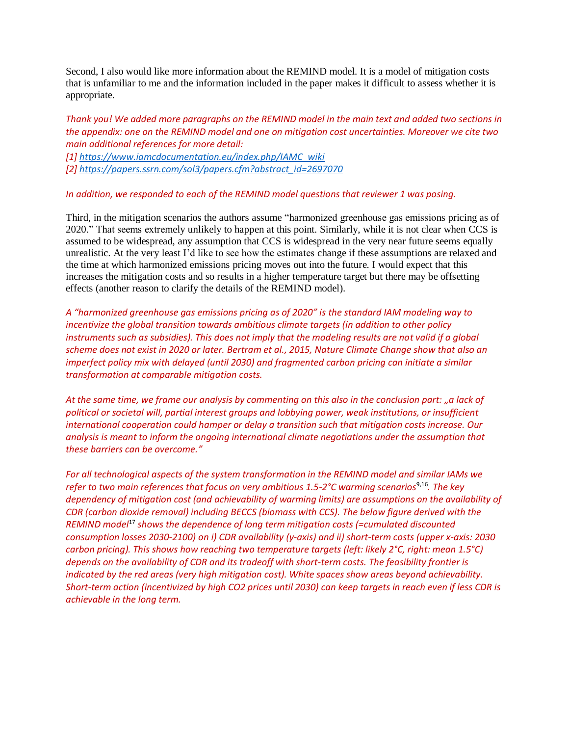Second, I also would like more information about the REMIND model. It is a model of mitigation costs that is unfamiliar to me and the information included in the paper makes it difficult to assess whether it is appropriate.

*Thank you! We added more paragraphs on the REMIND model in the main text and added two sections in the appendix: one on the REMIND model and one on mitigation cost uncertainties. Moreover we cite two main additional references for more detail:*
*[1] https://www.iamcdocumentation.eu/index.php/IAMC_wiki*
*[2] https://papers.ssrn.com/sol3/papers.cfm?abstract_id=2697070*

*In addition, we responded to each of the REMIND model questions that reviewer 1 was posing.*

Third, in the mitigation scenarios the authors assume "harmonized greenhouse gas emissions pricing as of 2020." That seems extremely unlikely to happen at this point. Similarly, while it is not clear when CCS is assumed to be widespread, any assumption that CCS is widespread in the very near future seems equally unrealistic. At the very least I'd like to see how the estimates change if these assumptions are relaxed and the time at which harmonized emissions pricing moves out into the future. I would expect that this increases the mitigation costs and so results in a higher temperature target but there may be offsetting effects (another reason to clarify the details of the REMIND model).

*A "harmonized greenhouse gas emissions pricing as of 2020" is the standard IAM modeling way to incentivize the global transition towards ambitious climate targets (in addition to other policy instruments such as subsidies). This does not imply that the modeling results are not valid if a global scheme does not exist in 2020 or later. Bertram et al., 2015, Nature Climate Change show that also an imperfect policy mix with delayed (until 2030) and fragmented carbon pricing can initiate a similar transformation at comparable mitigation costs.*

*At the same time, we frame our analysis by commenting on this also in the conclusion part: „a lack of political or societal will, partial interest groups and lobbying power, weak institutions, or insufficient international cooperation could hamper or delay a transition such that mitigation costs increase. Our analysis is meant to inform the ongoing international climate negotiations under the assumption that these barriers can be overcome."*

*For all technological aspects of the system transformation in the REMIND model and similar IAMs we refer to two main references that focus on very ambitious 1.5-2°C warming scenarios[9,16]. The key dependency of mitigation cost (and achievability of warming limits) are assumptions on the availability of CDR (carbon dioxide removal) including BECCS (biomass with CCS). The below figure derived with the REMIND model[17] shows the dependence of long term mitigation costs (=cumulated discounted consumption losses 2030-2100) on i) CDR availability (y-axis) and ii) short-term costs (upper x-axis: 2030 carbon pricing). This shows how reaching two temperature targets (left: likely 2°C, right: mean 1.5°C) depends on the availability of CDR and its tradeoff with short-term costs. The feasibility frontier is indicated by the red areas (very high mitigation cost). White spaces show areas beyond achievability. Short-term action (incentivized by high CO2 prices until 2030) can keep targets in reach even if less CDR is achievable in the long term.*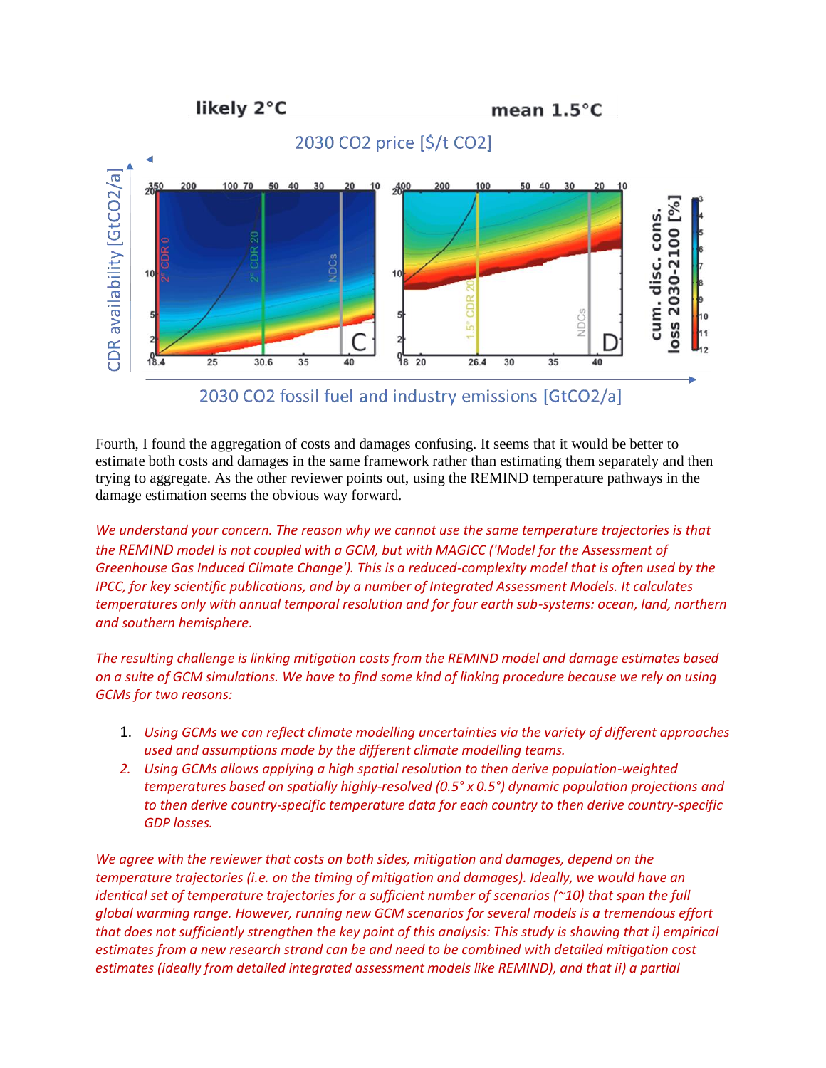Fourth, I found the aggregation of costs and damages confusing. It seems that it would be better to estimate both costs and damages in the same framework rather than estimating them separately and then trying to aggregate. As the other reviewer points out, using the REMIND temperature pathways in the damage estimation seems the obvious way forward.

*We understand your concern. The reason why we cannot use the same temperature trajectories is that the REMIND model is not coupled with a GCM, but with MAGICC ('Model for the Assessment of Greenhouse Gas Induced Climate Change'). This is a reduced-complexity model that is often used by the IPCC, for key scientific publications, and by a number of Integrated Assessment Models. It calculates temperatures only with annual temporal resolution and for four earth sub-systems: ocean, land, northern and southern hemisphere.*

*The resulting challenge is linking mitigation costs from the REMIND model and damage estimates based on a suite of GCM simulations. We have to find some kind of linking procedure because we rely on using GCMs for two reasons:*

1. *Using GCMs we can reflect climate modelling uncertainties via the variety of different approaches used and assumptions made by the different climate modelling teams.*
2. *Using GCMs allows applying a high spatial resolution to then derive population-weighted temperatures based on spatially highly-resolved (0.5° x 0.5°) dynamic population projections and to then derive country-specific temperature data for each country to then derive country-specific GDP losses.*

*We agree with the reviewer that costs on both sides, mitigation and damages, depend on the temperature trajectories (i.e. on the timing of mitigation and damages). Ideally, we would have an identical set of temperature trajectories for a sufficient number of scenarios (~10) that span the full global warming range. However, running new GCM scenarios for several models is a tremendous effort that does not sufficiently strengthen the key point of this analysis: This study is showing that i) empirical estimates from a new research strand can be and need to be combined with detailed mitigation cost estimates (ideally from detailed integrated assessment models like REMIND), and that ii) a partial*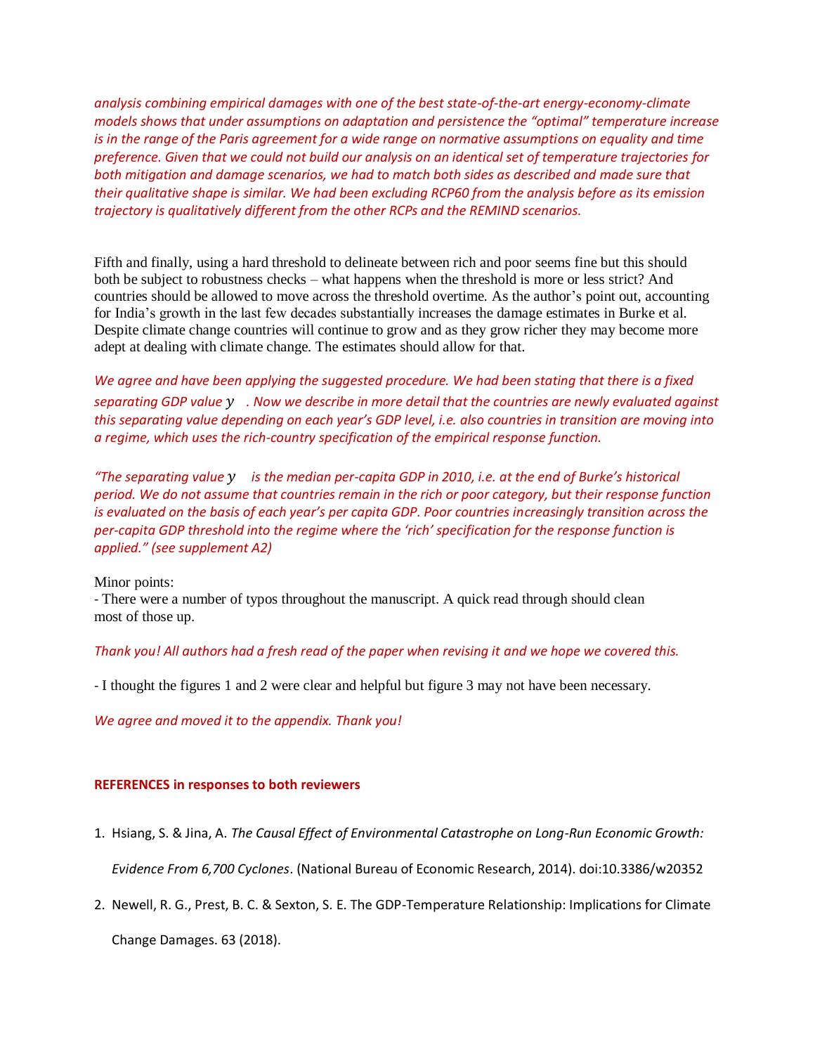*analysis combining empirical damages with one of the best state-of-the-art energy-economy-climate models shows that under assumptions on adaptation and persistence the "optimal" temperature increase is in the range of the Paris agreement for a wide range on normative assumptions on equality and time preference. Given that we could not build our analysis on an identical set of temperature trajectories for both mitigation and damage scenarios, we had to match both sides as described and made sure that their qualitative shape is similar. We had been excluding RCP60 from the analysis before as its emission trajectory is qualitatively different from the other RCPs and the REMIND scenarios.*

Fifth and finally, using a hard threshold to delineate between rich and poor seems fine but this should both be subject to robustness checks – what happens when the threshold is more or less strict? And countries should be allowed to move across the threshold overtime. As the author's point out, accounting for India's growth in the last few decades substantially increases the damage estimates in Burke et al. Despite climate change countries will continue to grow and as they grow richer they may become more adept at dealing with climate change. The estimates should allow for that.

*We agree and have been applying the suggested procedure. We had been stating that there is a fixed separating GDP value $y$ . Now we describe in more detail that the countries are newly evaluated against this separating value depending on each year's GDP level, i.e. also countries in transition are moving into a regime, which uses the rich-country specification of the empirical response function.*

*"The separating value $y$ is the median per-capita GDP in 2010, i.e. at the end of Burke's historical period. We do not assume that countries remain in the rich or poor category, but their response function is evaluated on the basis of each year's per capita GDP. Poor countries increasingly transition across the per-capita GDP threshold into the regime where the 'rich' specification for the response function is applied." (see supplement A2)*

Minor points:

- There were a number of typos throughout the manuscript. A quick read through should clean most of those up.

*Thank you! All authors had a fresh read of the paper when revising it and we hope we covered this.*

- I thought the figures 1 and 2 were clear and helpful but figure 3 may not have been necessary.

*We agree and moved it to the appendix. Thank you!*

**REFERENCES in responses to both reviewers**

1. Hsiang, S. & Jina, A. *The Causal Effect of Environmental Catastrophe on Long-Run Economic Growth: Evidence From 6,700 Cyclones*. (National Bureau of Economic Research, 2014). doi:10.3386/w20352
2. Newell, R. G., Prest, B. C. & Sexton, S. E. The GDP-Temperature Relationship: Implications for Climate Change Damages. 63 (2018).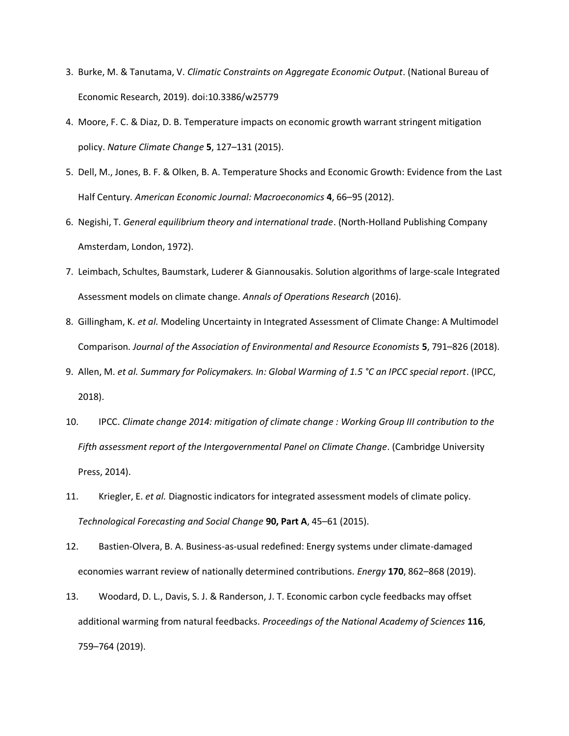3. Burke, M. & Tanutama, V. *Climatic Constraints on Aggregate Economic Output*. (National Bureau of Economic Research, 2019). doi:10.3386/w25779
4. Moore, F. C. & Diaz, D. B. Temperature impacts on economic growth warrant stringent mitigation policy. *Nature Climate Change* **5**, 127–131 (2015).
5. Dell, M., Jones, B. F. & Olken, B. A. Temperature Shocks and Economic Growth: Evidence from the Last Half Century. *American Economic Journal: Macroeconomics* **4**, 66–95 (2012).
6. Negishi, T. *General equilibrium theory and international trade*. (North-Holland Publishing Company Amsterdam, London, 1972).
7. Leimbach, Schultes, Baumstark, Luderer & Giannousakis. Solution algorithms of large-scale Integrated Assessment models on climate change. *Annals of Operations Research* (2016).
8. Gillingham, K. *et al.* Modeling Uncertainty in Integrated Assessment of Climate Change: A Multimodel Comparison. *Journal of the Association of Environmental and Resource Economists* **5**, 791–826 (2018).
9. Allen, M. *et al. Summary for Policymakers. In: Global Warming of 1.5 °C an IPCC special report*. (IPCC, 2018).
10. IPCC. *Climate change 2014: mitigation of climate change : Working Group III contribution to the Fifth assessment report of the Intergovernmental Panel on Climate Change*. (Cambridge University Press, 2014).
11. Kriegler, E. *et al.* Diagnostic indicators for integrated assessment models of climate policy. *Technological Forecasting and Social Change* **90, Part A**, 45–61 (2015).
12. Bastien-Olvera, B. A. Business-as-usual redefined: Energy systems under climate-damaged economies warrant review of nationally determined contributions. *Energy* **170**, 862–868 (2019).
13. Woodard, D. L., Davis, S. J. & Randerson, J. T. Economic carbon cycle feedbacks may offset additional warming from natural feedbacks. *Proceedings of the National Academy of Sciences* **116**, 759–764 (2019).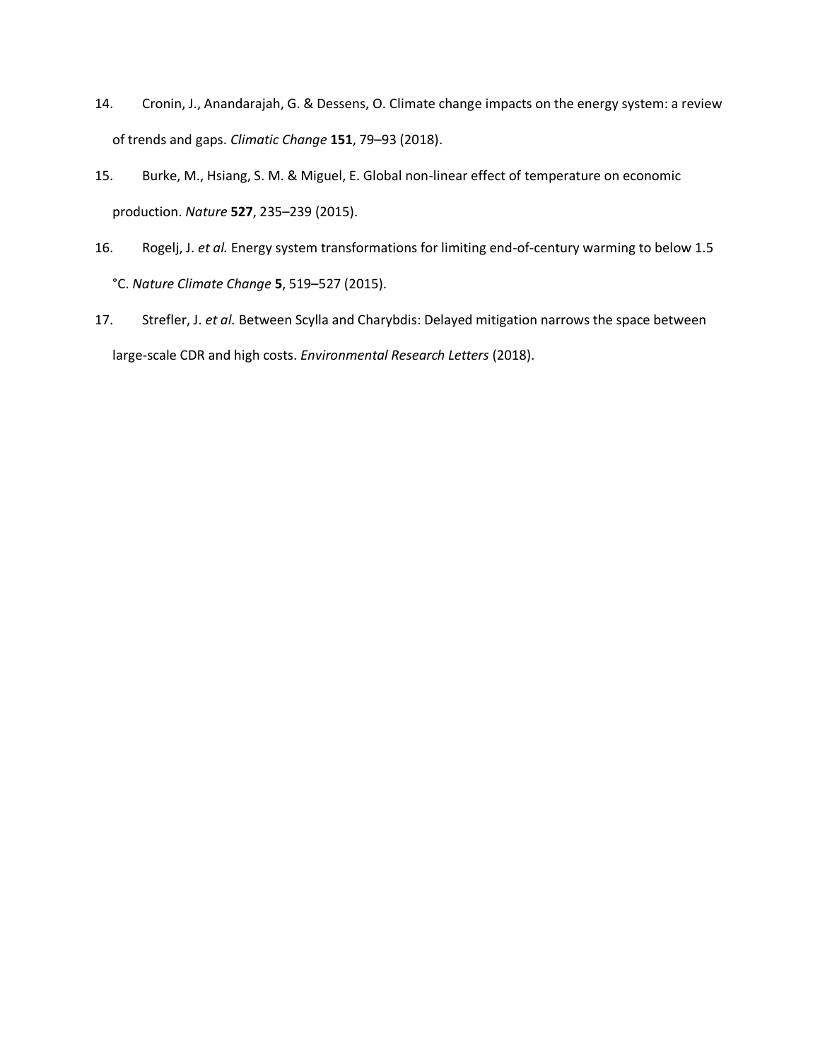14. Cronin, J., Anandarajah, G. & Dessens, O. Climate change impacts on the energy system: a review of trends and gaps. *Climatic Change* **151**, 79–93 (2018).

15. Burke, M., Hsiang, S. M. & Miguel, E. Global non-linear effect of temperature on economic production. *Nature* **527**, 235–239 (2015).

16. Rogelj, J. *et al.* Energy system transformations for limiting end-of-century warming to below 1.5 °C. *Nature Climate Change* **5**, 519–527 (2015).

17. Strefler, J. *et al.* Between Scylla and Charybdis: Delayed mitigation narrows the space between large-scale CDR and high costs. *Environmental Research Letters* (2018).